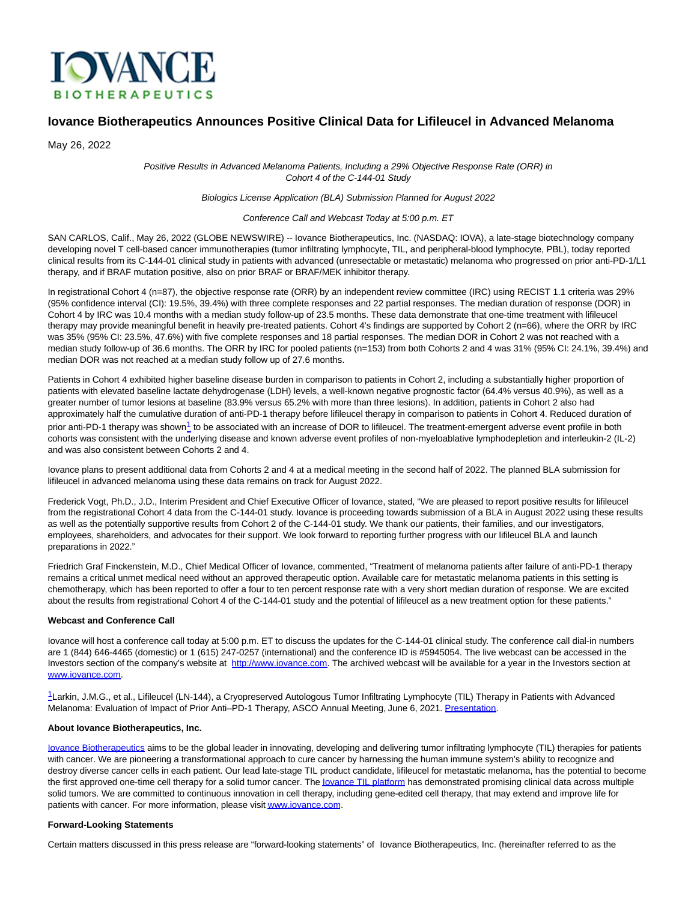# Iovance Biotherapeutics Announces Positive Clinical Data for Lifileucel in Advanced Melanoma

May 26, 2022

*Positive Results in Advanced Melanoma Patients, Including a 29% Objective Response Rate (ORR) in Cohort 4 of the C-144-01 Study*

*Biologics License Application (BLA) Submission Planned for August 2022*

*Conference Call and Webcast Today at 5:00 p.m. ET*

SAN CARLOS, Calif., May 26, 2022 (GLOBE NEWSWIRE) -- Iovance Biotherapeutics, Inc. (NASDAQ: IOVA), a late-stage biotechnology company developing novel T cell-based cancer immunotherapies (tumor infiltrating lymphocyte, TIL, and peripheral-blood lymphocyte, PBL), today reported clinical results from its C-144-01 clinical study in patients with advanced (unresectable or metastatic) melanoma who progressed on prior anti-PD-1/L1 therapy, and if BRAF mutation positive, also on prior BRAF or BRAF/MEK inhibitor therapy.

In registrational Cohort 4 (n=87), the objective response rate (ORR) by an independent review committee (IRC) using RECIST 1.1 criteria was 29% (95% confidence interval (CI): 19.5%, 39.4%) with three complete responses and 22 partial responses. The median duration of response (DOR) in Cohort 4 by IRC was 10.4 months with a median study follow-up of 23.5 months. These data demonstrate that one-time treatment with lifileucel therapy may provide meaningful benefit in heavily pre-treated patients. Cohort 4's findings are supported by Cohort 2 (n=66), where the ORR by IRC was 35% (95% CI: 23.5%, 47.6%) with five complete responses and 18 partial responses. The median DOR in Cohort 2 was not reached with a median study follow-up of 36.6 months. The ORR by IRC for pooled patients (n=153) from both Cohorts 2 and 4 was 31% (95% CI: 24.1%, 39.4%) and median DOR was not reached at a median study follow up of 27.6 months.

Patients in Cohort 4 exhibited higher baseline disease burden in comparison to patients in Cohort 2, including a substantially higher proportion of patients with elevated baseline lactate dehydrogenase (LDH) levels, a well-known negative prognostic factor (64.4% versus 40.9%), as well as a greater number of tumor lesions at baseline (83.9% versus 65.2% with more than three lesions). In addition, patients in Cohort 2 also had approximately half the cumulative duration of anti-PD-1 therapy before lifileucel therapy in comparison to patients in Cohort 4. Reduced duration of prior anti-PD-1 therapy was shown[1] to be associated with an increase of DOR to lifileucel. The treatment-emergent adverse event profile in both cohorts was consistent with the underlying disease and known adverse event profiles of non-myeloablative lymphodepletion and interleukin-2 (IL-2) and was also consistent between Cohorts 2 and 4.

Iovance plans to present additional data from Cohorts 2 and 4 at a medical meeting in the second half of 2022. The planned BLA submission for lifileucel in advanced melanoma using these data remains on track for August 2022.

Frederick Vogt, Ph.D., J.D., Interim President and Chief Executive Officer of Iovance, stated, "We are pleased to report positive results for lifileucel from the registrational Cohort 4 data from the C-144-01 study. Iovance is proceeding towards submission of a BLA in August 2022 using these results as well as the potentially supportive results from Cohort 2 of the C-144-01 study. We thank our patients, their families, and our investigators, employees, shareholders, and advocates for their support. We look forward to reporting further progress with our lifileucel BLA and launch preparations in 2022."

Friedrich Graf Finckenstein, M.D., Chief Medical Officer of Iovance, commented, "Treatment of melanoma patients after failure of anti-PD-1 therapy remains a critical unmet medical need without an approved therapeutic option. Available care for metastatic melanoma patients in this setting is chemotherapy, which has been reported to offer a four to ten percent response rate with a very short median duration of response. We are excited about the results from registrational Cohort 4 of the C-144-01 study and the potential of lifileucel as a new treatment option for these patients."

**Webcast and Conference Call**

Iovance will host a conference call today at 5:00 p.m. ET to discuss the updates for the C-144-01 clinical study. The conference call dial-in numbers are 1 (844) 646-4465 (domestic) or 1 (615) 247-0257 (international) and the conference ID is #5945054. The live webcast can be accessed in the Investors section of the company's website at http://www.iovance.com. The archived webcast will be available for a year in the Investors section at www.iovance.com.

[1] Larkin, J.M.G., et al., Lifileucel (LN-144), a Cryopreserved Autologous Tumor Infiltrating Lymphocyte (TIL) Therapy in Patients with Advanced Melanoma: Evaluation of Impact of Prior Anti–PD-1 Therapy, ASCO Annual Meeting, June 6, 2021. Presentation.

**About Iovance Biotherapeutics, Inc.**

Iovance Biotherapeutics aims to be the global leader in innovating, developing and delivering tumor infiltrating lymphocyte (TIL) therapies for patients with cancer. We are pioneering a transformational approach to cure cancer by harnessing the human immune system's ability to recognize and destroy diverse cancer cells in each patient. Our lead late-stage TIL product candidate, lifileucel for metastatic melanoma, has the potential to become the first approved one-time cell therapy for a solid tumor cancer. The Iovance TIL platform has demonstrated promising clinical data across multiple solid tumors. We are committed to continuous innovation in cell therapy, including gene-edited cell therapy, that may extend and improve life for patients with cancer. For more information, please visit www.iovance.com.

**Forward-Looking Statements**

Certain matters discussed in this press release are "forward-looking statements" of Iovance Biotherapeutics, Inc. (hereinafter referred to as the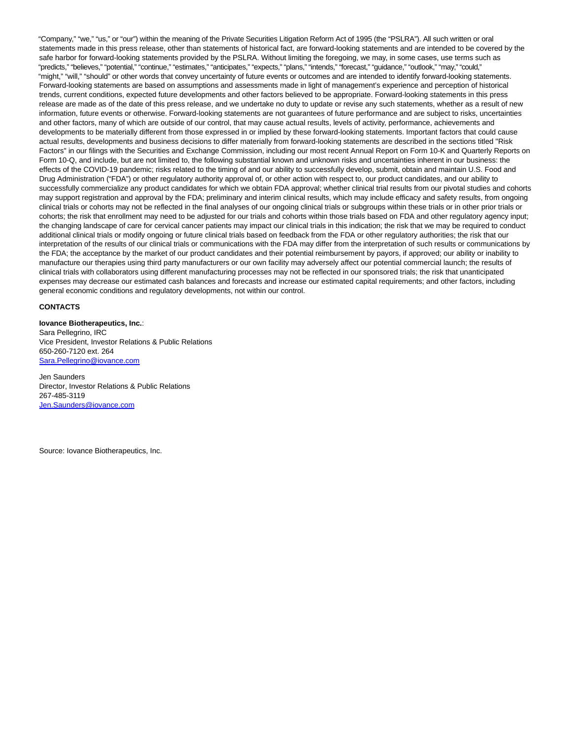"Company," "we," "us," or "our") within the meaning of the Private Securities Litigation Reform Act of 1995 (the "PSLRA"). All such written or oral statements made in this press release, other than statements of historical fact, are forward-looking statements and are intended to be covered by the safe harbor for forward-looking statements provided by the PSLRA. Without limiting the foregoing, we may, in some cases, use terms such as "predicts," "believes," "potential," "continue," "estimates," "anticipates," "expects," "plans," "intends," "forecast," "guidance," "outlook," "may," "could," "might," "will," "should" or other words that convey uncertainty of future events or outcomes and are intended to identify forward-looking statements. Forward-looking statements are based on assumptions and assessments made in light of management's experience and perception of historical trends, current conditions, expected future developments and other factors believed to be appropriate. Forward-looking statements in this press release are made as of the date of this press release, and we undertake no duty to update or revise any such statements, whether as a result of new information, future events or otherwise. Forward-looking statements are not guarantees of future performance and are subject to risks, uncertainties and other factors, many of which are outside of our control, that may cause actual results, levels of activity, performance, achievements and developments to be materially different from those expressed in or implied by these forward-looking statements. Important factors that could cause actual results, developments and business decisions to differ materially from forward-looking statements are described in the sections titled "Risk Factors" in our filings with the Securities and Exchange Commission, including our most recent Annual Report on Form 10-K and Quarterly Reports on Form 10-Q, and include, but are not limited to, the following substantial known and unknown risks and uncertainties inherent in our business: the effects of the COVID-19 pandemic; risks related to the timing of and our ability to successfully develop, submit, obtain and maintain U.S. Food and Drug Administration ("FDA") or other regulatory authority approval of, or other action with respect to, our product candidates, and our ability to successfully commercialize any product candidates for which we obtain FDA approval; whether clinical trial results from our pivotal studies and cohorts may support registration and approval by the FDA; preliminary and interim clinical results, which may include efficacy and safety results, from ongoing clinical trials or cohorts may not be reflected in the final analyses of our ongoing clinical trials or subgroups within these trials or in other prior trials or cohorts; the risk that enrollment may need to be adjusted for our trials and cohorts within those trials based on FDA and other regulatory agency input; the changing landscape of care for cervical cancer patients may impact our clinical trials in this indication; the risk that we may be required to conduct additional clinical trials or modify ongoing or future clinical trials based on feedback from the FDA or other regulatory authorities; the risk that our interpretation of the results of our clinical trials or communications with the FDA may differ from the interpretation of such results or communications by the FDA; the acceptance by the market of our product candidates and their potential reimbursement by payors, if approved; our ability or inability to manufacture our therapies using third party manufacturers or our own facility may adversely affect our potential commercial launch; the results of clinical trials with collaborators using different manufacturing processes may not be reflected in our sponsored trials; the risk that unanticipated expenses may decrease our estimated cash balances and forecasts and increase our estimated capital requirements; and other factors, including general economic conditions and regulatory developments, not within our control.

**CONTACTS**

**Iovance Biotherapeutics, Inc.**:
Sara Pellegrino, IRC
Vice President, Investor Relations & Public Relations
650-260-7120 ext. 264
Sara.Pellegrino@iovance.com

Jen Saunders
Director, Investor Relations & Public Relations
267-485-3119
Jen.Saunders@iovance.com

Source: Iovance Biotherapeutics, Inc.